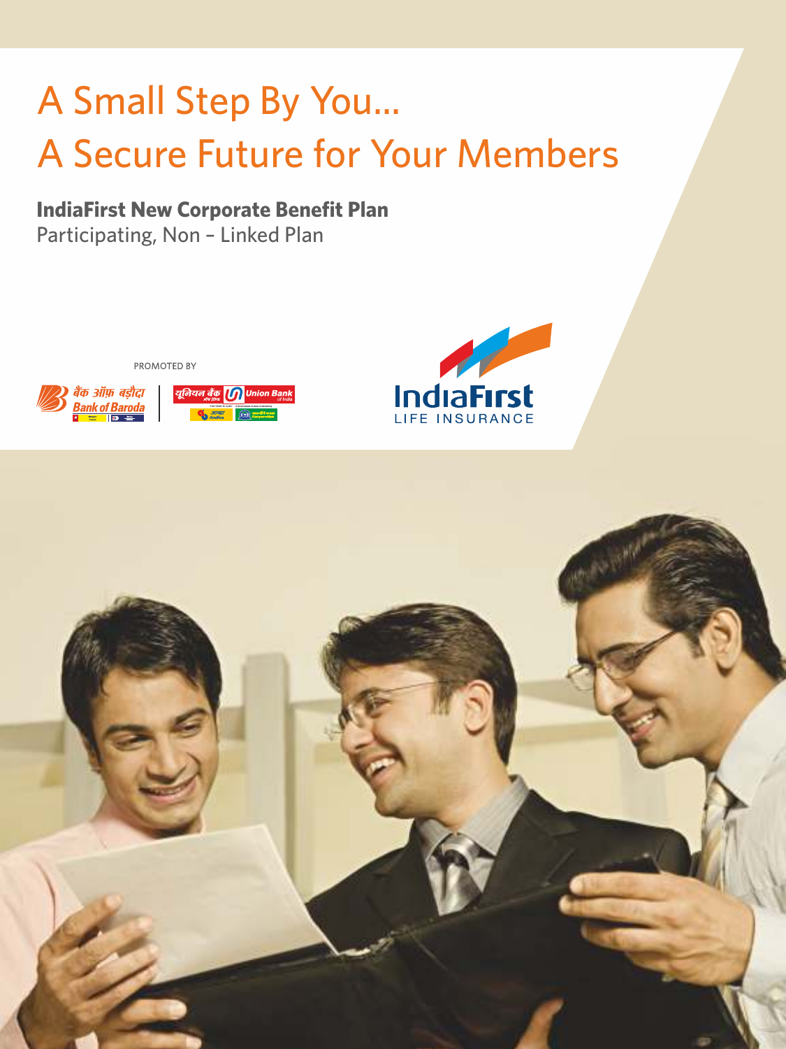# A Small Step By You...
# A Secure Future for Your Members

**IndiaFirst New Corporate Benefit Plan**
Participating, Non – Linked Plan

PROMOTED BY

बैंक ऑफ़ बड़ौदा Bank of Baroda | यूनियन बैंक Union Bank of India

IndiaFirst LIFE INSURANCE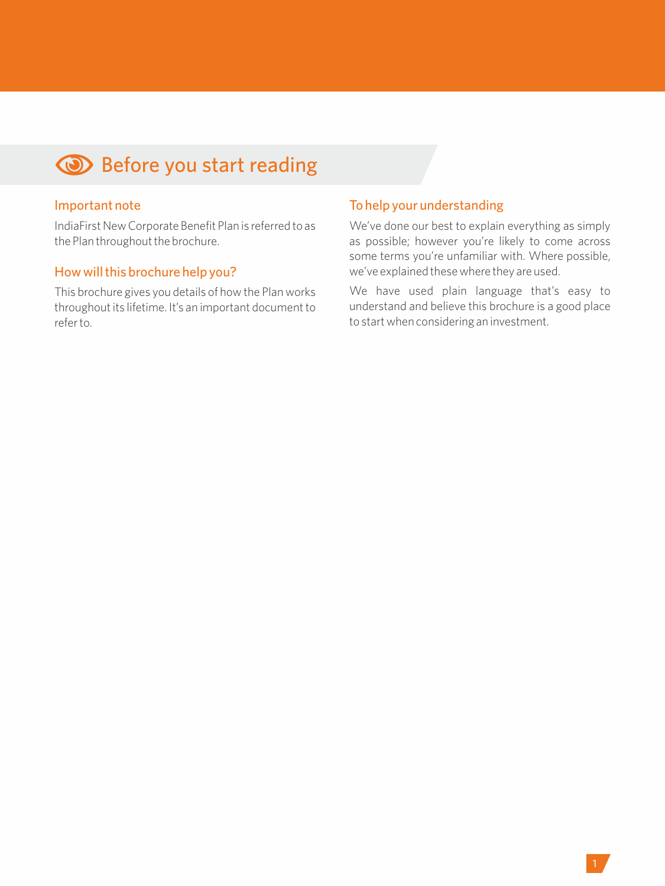# Before you start reading

## Important note

IndiaFirst New Corporate Benefit Plan is referred to as the Plan throughout the brochure.

## How will this brochure help you?

This brochure gives you details of how the Plan works throughout its lifetime. It's an important document to refer to.

## To help your understanding

We've done our best to explain everything as simply as possible; however you're likely to come across some terms you're unfamiliar with. Where possible, we've explained these where they are used.

We have used plain language that's easy to understand and believe this brochure is a good place to start when considering an investment.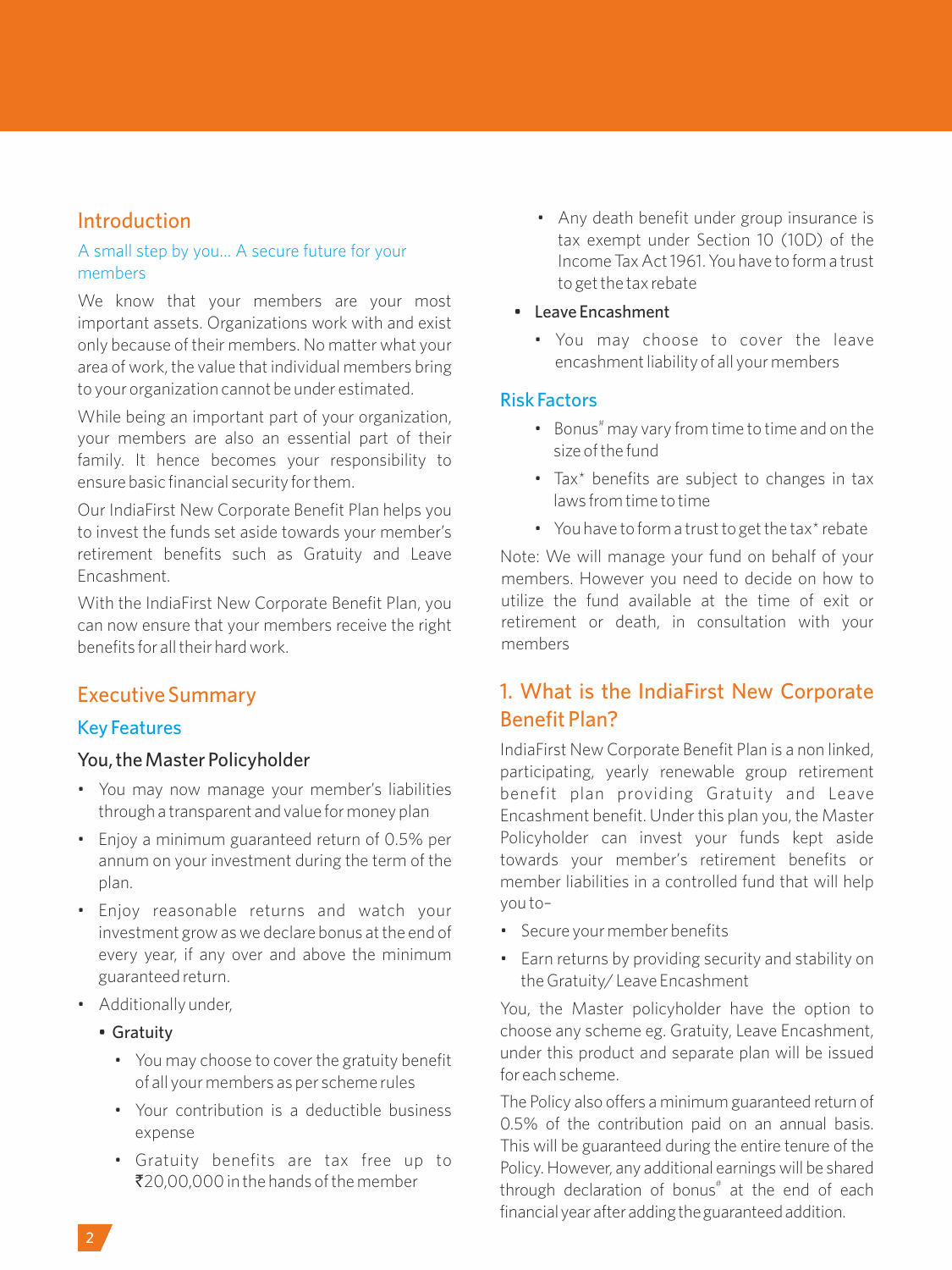## Introduction

### A small step by you... A secure future for your members

We know that your members are your most important assets. Organizations work with and exist only because of their members. No matter what your area of work, the value that individual members bring to your organization cannot be under estimated.

While being an important part of your organization, your members are also an essential part of their family. It hence becomes your responsibility to ensure basic financial security for them.

Our IndiaFirst New Corporate Benefit Plan helps you to invest the funds set aside towards your member's retirement benefits such as Gratuity and Leave Encashment.

With the IndiaFirst New Corporate Benefit Plan, you can now ensure that your members receive the right benefits for all their hard work.

## Executive Summary

### Key Features

#### You, the Master Policyholder

- You may now manage your member's liabilities through a transparent and value for money plan
- Enjoy a minimum guaranteed return of 0.5% per annum on your investment during the term of the plan.
- Enjoy reasonable returns and watch your investment grow as we declare bonus at the end of every year, if any over and above the minimum guaranteed return.
- Additionally under,
  - **Gratuity**
    - You may choose to cover the gratuity benefit of all your members as per scheme rules
    - Your contribution is a deductible business expense
    - Gratuity benefits are tax free up to ₹20,00,000 in the hands of the member
    - Any death benefit under group insurance is tax exempt under Section 10 (10D) of the Income Tax Act 1961. You have to form a trust to get the tax rebate
  - **Leave Encashment**
    - You may choose to cover the leave encashment liability of all your members

### Risk Factors

- Bonus# may vary from time to time and on the size of the fund
- Tax* benefits are subject to changes in tax laws from time to time
- You have to form a trust to get the tax* rebate

Note: We will manage your fund on behalf of your members. However you need to decide on how to utilize the fund available at the time of exit or retirement or death, in consultation with your members

## 1. What is the IndiaFirst New Corporate Benefit Plan?

IndiaFirst New Corporate Benefit Plan is a non linked, participating, yearly renewable group retirement benefit plan providing Gratuity and Leave Encashment benefit. Under this plan you, the Master Policyholder can invest your funds kept aside towards your member's retirement benefits or member liabilities in a controlled fund that will help you to–

- Secure your member benefits
- Earn returns by providing security and stability on the Gratuity/ Leave Encashment

You, the Master policyholder have the option to choose any scheme eg. Gratuity, Leave Encashment, under this product and separate plan will be issued for each scheme.

The Policy also offers a minimum guaranteed return of 0.5% of the contribution paid on an annual basis. This will be guaranteed during the entire tenure of the Policy. However, any additional earnings will be shared through declaration of bonus# at the end of each financial year after adding the guaranteed addition.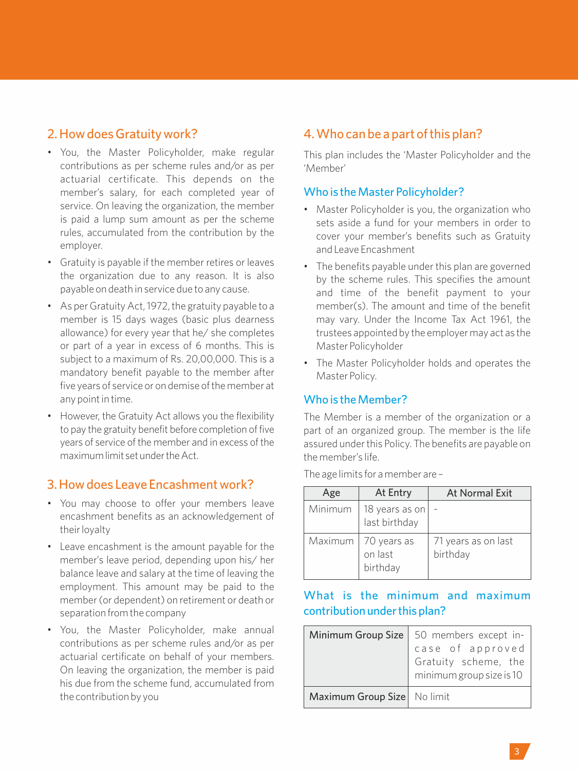## 2. How does Gratuity work?

- You, the Master Policyholder, make regular contributions as per scheme rules and/or as per actuarial certificate. This depends on the member's salary, for each completed year of service. On leaving the organization, the member is paid a lump sum amount as per the scheme rules, accumulated from the contribution by the employer.
- Gratuity is payable if the member retires or leaves the organization due to any reason. It is also payable on death in service due to any cause.
- As per Gratuity Act, 1972, the gratuity payable to a member is 15 days wages (basic plus dearness allowance) for every year that he/ she completes or part of a year in excess of 6 months. This is subject to a maximum of Rs. 20,00,000. This is a mandatory benefit payable to the member after five years of service or on demise of the member at any point in time.
- However, the Gratuity Act allows you the flexibility to pay the gratuity benefit before completion of five years of service of the member and in excess of the maximum limit set under the Act.

## 3. How does Leave Encashment work?

- You may choose to offer your members leave encashment benefits as an acknowledgement of their loyalty
- Leave encashment is the amount payable for the member's leave period, depending upon his/ her balance leave and salary at the time of leaving the employment. This amount may be paid to the member (or dependent) on retirement or death or separation from the company
- You, the Master Policyholder, make annual contributions as per scheme rules and/or as per actuarial certificate on behalf of your members. On leaving the organization, the member is paid his due from the scheme fund, accumulated from the contribution by you

## 4. Who can be a part of this plan?

This plan includes the 'Master Policyholder and the 'Member'

### Who is the Master Policyholder?

- Master Policyholder is you, the organization who sets aside a fund for your members in order to cover your member's benefits such as Gratuity and Leave Encashment
- The benefits payable under this plan are governed by the scheme rules. This specifies the amount and time of the benefit payment to your member(s). The amount and time of the benefit may vary. Under the Income Tax Act 1961, the trustees appointed by the employer may act as the Master Policyholder
- The Master Policyholder holds and operates the Master Policy.

### Who is the Member?

The Member is a member of the organization or a part of an organized group. The member is the life assured under this Policy. The benefits are payable on the member's life.

The age limits for a member are –

| Age | At Entry | At Normal Exit |
|---|---|---|
| Minimum | 18 years as on last birthday | - |
| Maximum | 70 years as on last birthday | 71 years as on last birthday |

### What is the minimum and maximum contribution under this plan?

| Minimum Group Size | 50 members except in-case of approved Gratuity scheme, the minimum group size is 10 |
|---|---|
| Maximum Group Size | No limit |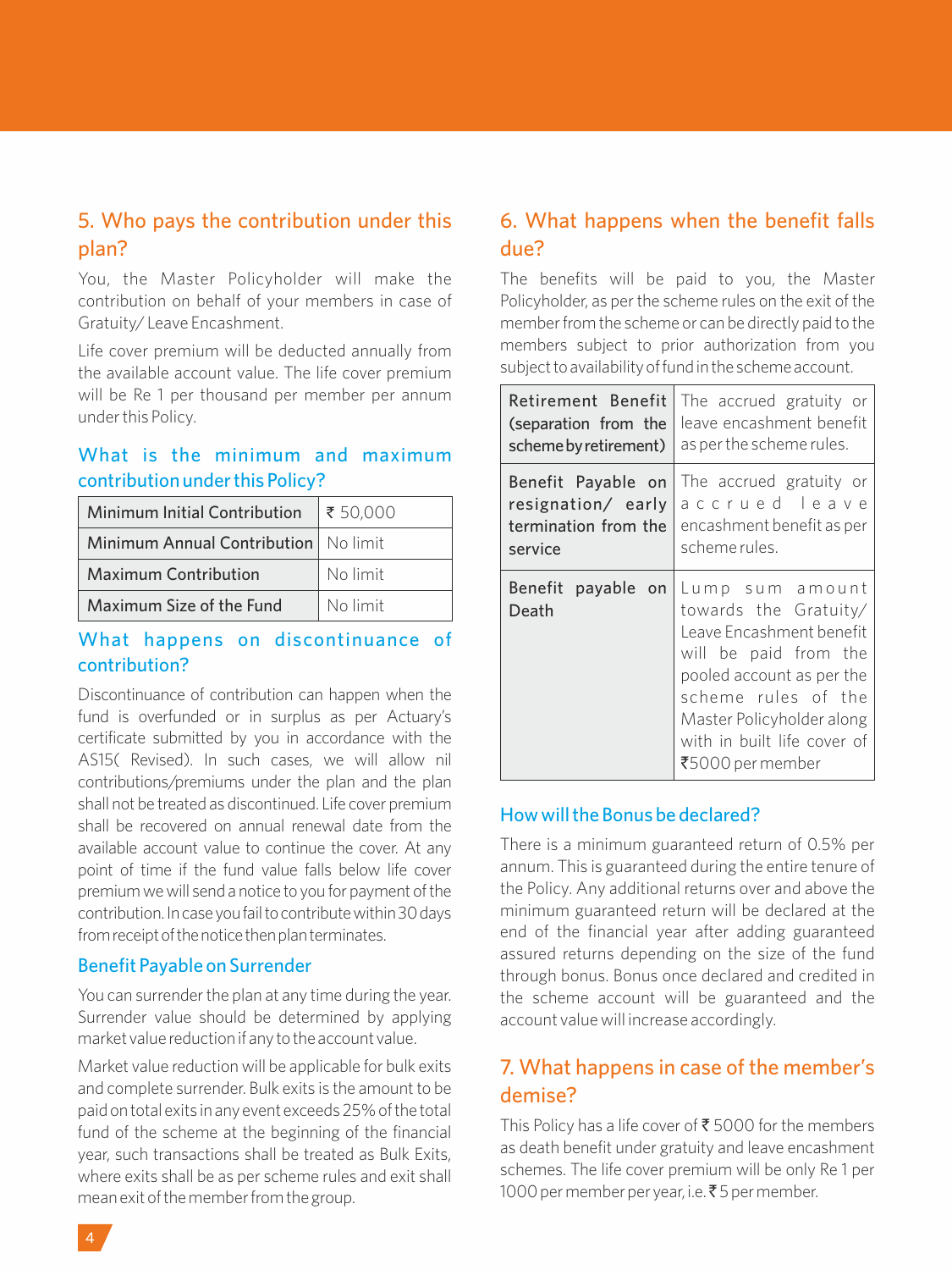## 5. Who pays the contribution under this plan?

You, the Master Policyholder will make the contribution on behalf of your members in case of Gratuity/ Leave Encashment.

Life cover premium will be deducted annually from the available account value. The life cover premium will be Re 1 per thousand per member per annum under this Policy.

### What is the minimum and maximum contribution under this Policy?

| | |
|---|---|
| Minimum Initial Contribution | ₹ 50,000 |
| Minimum Annual Contribution | No limit |
| Maximum Contribution | No limit |
| Maximum Size of the Fund | No limit |

### What happens on discontinuance of contribution?

Discontinuance of contribution can happen when the fund is overfunded or in surplus as per Actuary's certificate submitted by you in accordance with the AS15( Revised). In such cases, we will allow nil contributions/premiums under the plan and the plan shall not be treated as discontinued. Life cover premium shall be recovered on annual renewal date from the available account value to continue the cover. At any point of time if the fund value falls below life cover premium we will send a notice to you for payment of the contribution. In case you fail to contribute within 30 days from receipt of the notice then plan terminates.

### Benefit Payable on Surrender

You can surrender the plan at any time during the year. Surrender value should be determined by applying market value reduction if any to the account value.

Market value reduction will be applicable for bulk exits and complete surrender. Bulk exits is the amount to be paid on total exits in any event exceeds 25% of the total fund of the scheme at the beginning of the financial year, such transactions shall be treated as Bulk Exits, where exits shall be as per scheme rules and exit shall mean exit of the member from the group.

## 6. What happens when the benefit falls due?

The benefits will be paid to you, the Master Policyholder, as per the scheme rules on the exit of the member from the scheme or can be directly paid to the members subject to prior authorization from you subject to availability of fund in the scheme account.

| | |
|---|---|
| Retirement Benefit (separation from the scheme by retirement) | The accrued gratuity or leave encashment benefit as per the scheme rules. |
| Benefit Payable on resignation/ early termination from the service | The accrued gratuity or accrued leave encashment benefit as per scheme rules. |
| Benefit payable on Death | Lump sum amount towards the Gratuity/ Leave Encashment benefit will be paid from the pooled account as per the scheme rules of the Master Policyholder along with in built life cover of ₹5000 per member |

### How will the Bonus be declared?

There is a minimum guaranteed return of 0.5% per annum. This is guaranteed during the entire tenure of the Policy. Any additional returns over and above the minimum guaranteed return will be declared at the end of the financial year after adding guaranteed assured returns depending on the size of the fund through bonus. Bonus once declared and credited in the scheme account will be guaranteed and the account value will increase accordingly.

## 7. What happens in case of the member's demise?

This Policy has a life cover of ₹ 5000 for the members as death benefit under gratuity and leave encashment schemes. The life cover premium will be only Re 1 per 1000 per member per year, i.e. ₹ 5 per member.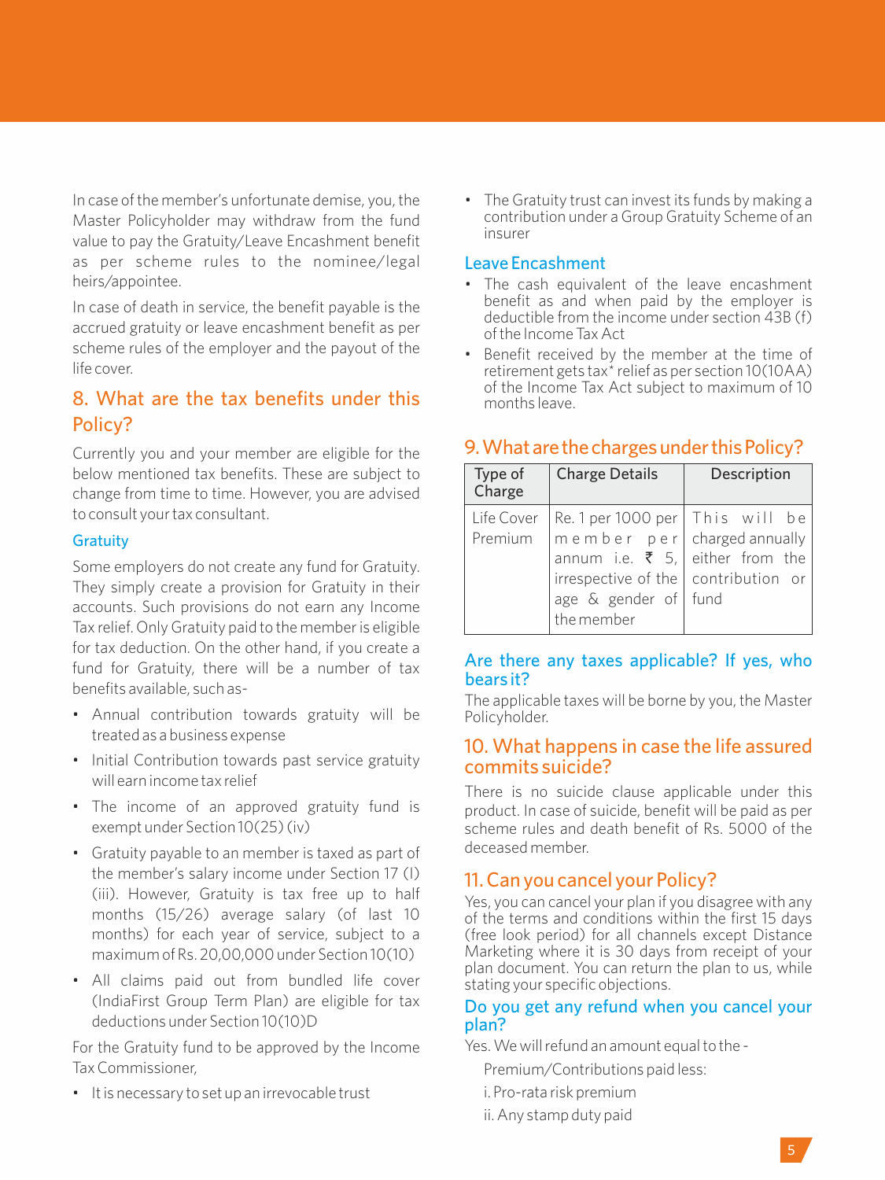In case of the member's unfortunate demise, you, the Master Policyholder may withdraw from the fund value to pay the Gratuity/Leave Encashment benefit as per scheme rules to the nominee/legal heirs/appointee.

In case of death in service, the benefit payable is the accrued gratuity or leave encashment benefit as per scheme rules of the employer and the payout of the life cover.

## 8. What are the tax benefits under this Policy?

Currently you and your member are eligible for the below mentioned tax benefits. These are subject to change from time to time. However, you are advised to consult your tax consultant.

### Gratuity

Some employers do not create any fund for Gratuity. They simply create a provision for Gratuity in their accounts. Such provisions do not earn any Income Tax relief. Only Gratuity paid to the member is eligible for tax deduction. On the other hand, if you create a fund for Gratuity, there will be a number of tax benefits available, such as-

- Annual contribution towards gratuity will be treated as a business expense
- Initial Contribution towards past service gratuity will earn income tax relief
- The income of an approved gratuity fund is exempt under Section 10(25) (iv)
- Gratuity payable to an member is taxed as part of the member's salary income under Section 17 (I) (iii). However, Gratuity is tax free up to half months (15/26) average salary (of last 10 months) for each year of service, subject to a maximum of Rs. 20,00,000 under Section 10(10)
- All claims paid out from bundled life cover (IndiaFirst Group Term Plan) are eligible for tax deductions under Section 10(10)D

For the Gratuity fund to be approved by the Income Tax Commissioner,

- It is necessary to set up an irrevocable trust
- The Gratuity trust can invest its funds by making a contribution under a Group Gratuity Scheme of an insurer

### Leave Encashment

- The cash equivalent of the leave encashment benefit as and when paid by the employer is deductible from the income under section 43B (f) of the Income Tax Act
- Benefit received by the member at the time of retirement gets tax* relief as per section 10(10AA) of the Income Tax Act subject to maximum of 10 months leave.

## 9. What are the charges under this Policy?

| Type of Charge | Charge Details | Description |
|---|---|---|
| Life Cover Premium | Re. 1 per 1000 per member per annum i.e. ₹ 5, irrespective of the age & gender of the member | This will be charged annually either from the contribution or fund |

### Are there any taxes applicable? If yes, who bears it?

The applicable taxes will be borne by you, the Master Policyholder.

## 10. What happens in case the life assured commits suicide?

There is no suicide clause applicable under this product. In case of suicide, benefit will be paid as per scheme rules and death benefit of Rs. 5000 of the deceased member.

## 11. Can you cancel your Policy?

Yes, you can cancel your plan if you disagree with any of the terms and conditions within the first 15 days (free look period) for all channels except Distance Marketing where it is 30 days from receipt of your plan document. You can return the plan to us, while stating your specific objections.

### Do you get any refund when you cancel your plan?

Yes. We will refund an amount equal to the -

Premium/Contributions paid less:

i. Pro-rata risk premium

ii. Any stamp duty paid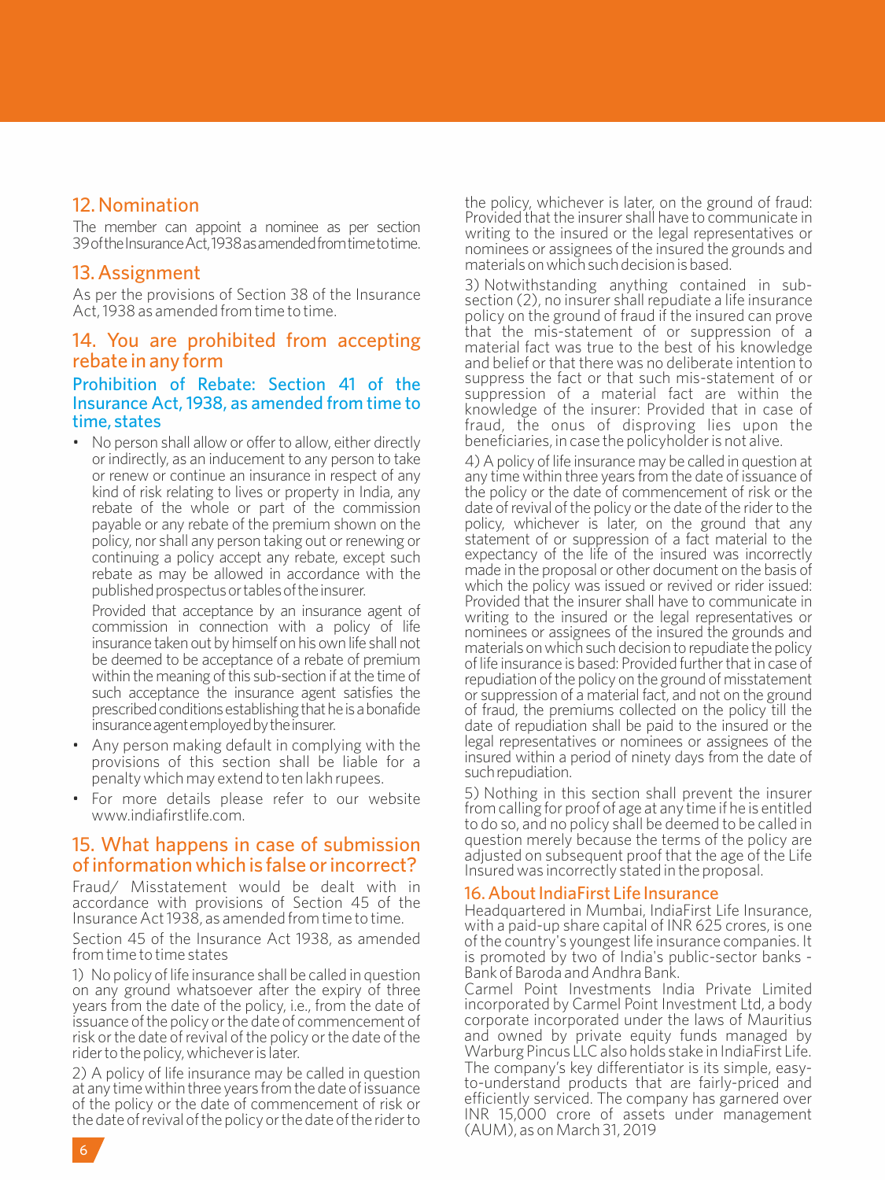## 12. Nomination

The member can appoint a nominee as per section 39 of the Insurance Act, 1938 as amended from time to time.

## 13. Assignment

As per the provisions of Section 38 of the Insurance Act, 1938 as amended from time to time.

## 14. You are prohibited from accepting rebate in any form

### Prohibition of Rebate: Section 41 of the Insurance Act, 1938, as amended from time to time, states

- No person shall allow or offer to allow, either directly or indirectly, as an inducement to any person to take or renew or continue an insurance in respect of any kind of risk relating to lives or property in India, any rebate of the whole or part of the commission payable or any rebate of the premium shown on the policy, nor shall any person taking out or renewing or continuing a policy accept any rebate, except such rebate as may be allowed in accordance with the published prospectus or tables of the insurer.

  Provided that acceptance by an insurance agent of commission in connection with a policy of life insurance taken out by himself on his own life shall not be deemed to be acceptance of a rebate of premium within the meaning of this sub-section if at the time of such acceptance the insurance agent satisfies the prescribed conditions establishing that he is a bonafide insurance agent employed by the insurer.
- Any person making default in complying with the provisions of this section shall be liable for a penalty which may extend to ten lakh rupees.
- For more details please refer to our website www.indiafirstlife.com.

## 15. What happens in case of submission of information which is false or incorrect?

Fraud/ Misstatement would be dealt with in accordance with provisions of Section 45 of the Insurance Act 1938, as amended from time to time.

Section 45 of the Insurance Act 1938, as amended from time to time states

1) No policy of life insurance shall be called in question on any ground whatsoever after the expiry of three years from the date of the policy, i.e., from the date of issuance of the policy or the date of commencement of risk or the date of revival of the policy or the date of the rider to the policy, whichever is later.

2) A policy of life insurance may be called in question at any time within three years from the date of issuance of the policy or the date of commencement of risk or the date of revival of the policy or the date of the rider to the policy, whichever is later, on the ground of fraud: Provided that the insurer shall have to communicate in writing to the insured or the legal representatives or nominees or assignees of the insured the grounds and materials on which such decision is based.

3) Notwithstanding anything contained in sub-section (2), no insurer shall repudiate a life insurance policy on the ground of fraud if the insured can prove that the mis-statement of or suppression of a material fact was true to the best of his knowledge and belief or that there was no deliberate intention to suppress the fact or that such mis-statement of or suppression of a material fact are within the knowledge of the insurer: Provided that in case of fraud, the onus of disproving lies upon the beneficiaries, in case the policyholder is not alive.

4) A policy of life insurance may be called in question at any time within three years from the date of issuance of the policy or the date of commencement of risk or the date of revival of the policy or the date of the rider to the policy, whichever is later, on the ground that any statement of or suppression of a fact material to the expectancy of the life of the insured was incorrectly made in the proposal or other document on the basis of which the policy was issued or revived or rider issued: Provided that the insurer shall have to communicate in writing to the insured or the legal representatives or nominees or assignees of the insured the grounds and materials on which such decision to repudiate the policy of life insurance is based: Provided further that in case of repudiation of the policy on the ground of misstatement or suppression of a material fact, and not on the ground of fraud, the premiums collected on the policy till the date of repudiation shall be paid to the insured or the legal representatives or nominees or assignees of the insured within a period of ninety days from the date of such repudiation.

5) Nothing in this section shall prevent the insurer from calling for proof of age at any time if he is entitled to do so, and no policy shall be deemed to be called in question merely because the terms of the policy are adjusted on subsequent proof that the age of the Life Insured was incorrectly stated in the proposal.

## 16. About IndiaFirst Life Insurance

Headquartered in Mumbai, IndiaFirst Life Insurance, with a paid-up share capital of INR 625 crores, is one of the country's youngest life insurance companies. It is promoted by two of India's public-sector banks - Bank of Baroda and Andhra Bank.

Carmel Point Investments India Private Limited incorporated by Carmel Point Investment Ltd, a body corporate incorporated under the laws of Mauritius and owned by private equity funds managed by Warburg Pincus LLC also holds stake in IndiaFirst Life. The company's key differentiator is its simple, easy-to-understand products that are fairly-priced and efficiently serviced. The company has garnered over INR 15,000 crore of assets under management (AUM), as on March 31, 2019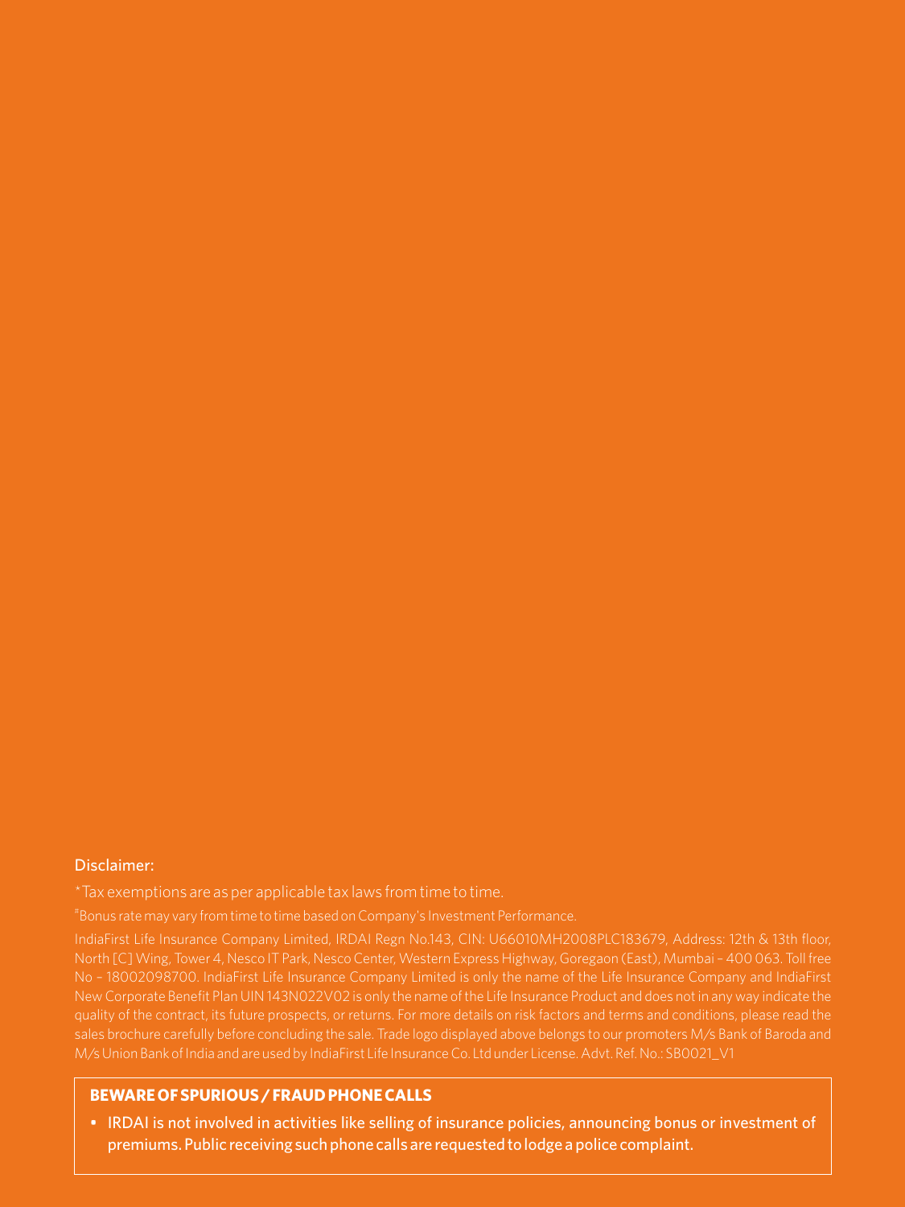Disclaimer:

*Tax exemptions are as per applicable tax laws from time to time.

#Bonus rate may vary from time to time based on Company's Investment Performance.

IndiaFirst Life Insurance Company Limited, IRDAI Regn No.143, CIN: U66010MH2008PLC183679, Address: 12th & 13th floor, North [C] Wing, Tower 4, Nesco IT Park, Nesco Center, Western Express Highway, Goregaon (East), Mumbai – 400 063. Toll free No – 18002098700. IndiaFirst Life Insurance Company Limited is only the name of the Life Insurance Company and IndiaFirst New Corporate Benefit Plan UIN 143N022V02 is only the name of the Life Insurance Product and does not in any way indicate the quality of the contract, its future prospects, or returns. For more details on risk factors and terms and conditions, please read the sales brochure carefully before concluding the sale. Trade logo displayed above belongs to our promoters M/s Bank of Baroda and M/s Union Bank of India and are used by IndiaFirst Life Insurance Co. Ltd under License. Advt. Ref. No.: SB0021_V1

**BEWARE OF SPURIOUS / FRAUD PHONE CALLS**

- IRDAI is not involved in activities like selling of insurance policies, announcing bonus or investment of premiums. Public receiving such phone calls are requested to lodge a police complaint.